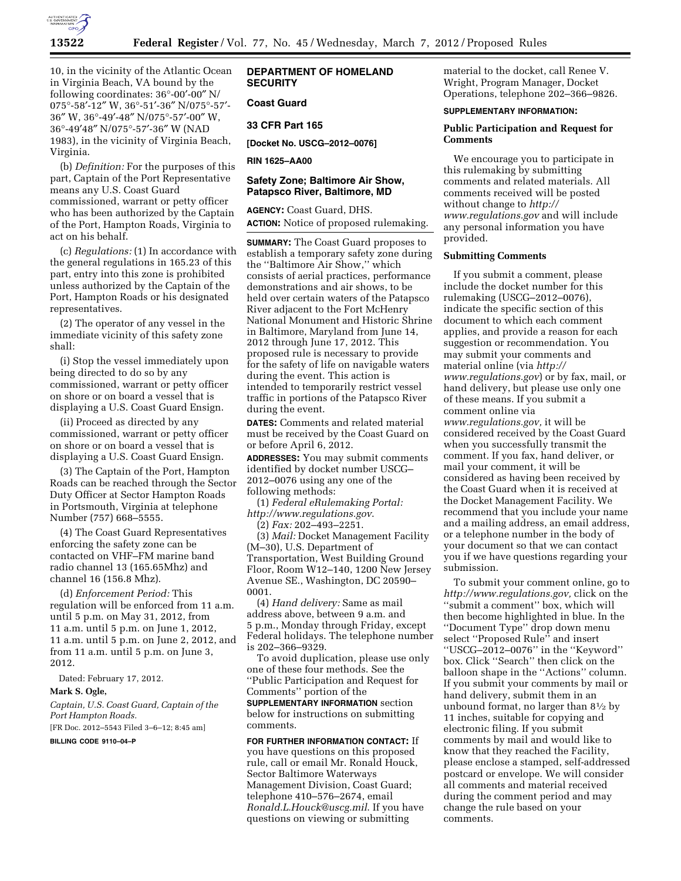10, in the vicinity of the Atlantic Ocean in Virginia Beach, VA bound by the following coordinates: 36°-00′-00″ N/075°-58′-12″ W, 36°-51′-36″ N/075°-57′-36″ W, 36°-49′-48″ N/075°-57′-00″ W, 36°-49′48″ N/075°-57′-36″ W (NAD 1983), in the vicinity of Virginia Beach, Virginia.

(b) *Definition:* For the purposes of this part, Captain of the Port Representative means any U.S. Coast Guard commissioned, warrant or petty officer who has been authorized by the Captain of the Port, Hampton Roads, Virginia to act on his behalf.

(c) *Regulations:* (1) In accordance with the general regulations in 165.23 of this part, entry into this zone is prohibited unless authorized by the Captain of the Port, Hampton Roads or his designated representatives.

(2) The operator of any vessel in the immediate vicinity of this safety zone shall:

(i) Stop the vessel immediately upon being directed to do so by any commissioned, warrant or petty officer on shore or on board a vessel that is displaying a U.S. Coast Guard Ensign.

(ii) Proceed as directed by any commissioned, warrant or petty officer on shore or on board a vessel that is displaying a U.S. Coast Guard Ensign.

(3) The Captain of the Port, Hampton Roads can be reached through the Sector Duty Officer at Sector Hampton Roads in Portsmouth, Virginia at telephone Number (757) 668–5555.

(4) The Coast Guard Representatives enforcing the safety zone can be contacted on VHF–FM marine band radio channel 13 (165.65Mhz) and channel 16 (156.8 Mhz).

(d) *Enforcement Period:* This regulation will be enforced from 11 a.m. until 5 p.m. on May 31, 2012, from 11 a.m. until 5 p.m. on June 1, 2012, 11 a.m. until 5 p.m. on June 2, 2012, and from 11 a.m. until 5 p.m. on June 3, 2012.

Dated: February 17, 2012.

**Mark S. Ogle,**

*Captain, U.S. Coast Guard, Captain of the Port Hampton Roads.*

[FR Doc. 2012–5543 Filed 3–6–12; 8:45 am]

**BILLING CODE 9110–04–P**

## DEPARTMENT OF HOMELAND SECURITY

### Coast Guard

### 33 CFR Part 165

**[Docket No. USCG–2012–0076]**

**RIN 1625–AA00**

## Safety Zone; Baltimore Air Show, Patapsco River, Baltimore, MD

**AGENCY:** Coast Guard, DHS.

**ACTION:** Notice of proposed rulemaking.

**SUMMARY:** The Coast Guard proposes to establish a temporary safety zone during the ''Baltimore Air Show,'' which consists of aerial practices, performance demonstrations and air shows, to be held over certain waters of the Patapsco River adjacent to the Fort McHenry National Monument and Historic Shrine in Baltimore, Maryland from June 14, 2012 through June 17, 2012. This proposed rule is necessary to provide for the safety of life on navigable waters during the event. This action is intended to temporarily restrict vessel traffic in portions of the Patapsco River during the event.

**DATES:** Comments and related material must be received by the Coast Guard on or before April 6, 2012.

**ADDRESSES:** You may submit comments identified by docket number USCG–2012–0076 using any one of the following methods:

(1) *Federal eRulemaking Portal: http://www.regulations.gov*.

(2) *Fax:* 202–493–2251.

(3) *Mail:* Docket Management Facility (M–30), U.S. Department of Transportation, West Building Ground Floor, Room W12–140, 1200 New Jersey Avenue SE., Washington, DC 20590–0001.

(4) *Hand delivery:* Same as mail address above, between 9 a.m. and 5 p.m., Monday through Friday, except Federal holidays. The telephone number is 202–366–9329.

To avoid duplication, please use only one of these four methods. See the ''Public Participation and Request for Comments'' portion of the **SUPPLEMENTARY INFORMATION** section below for instructions on submitting comments.

**FOR FURTHER INFORMATION CONTACT:** If you have questions on this proposed rule, call or email Mr. Ronald Houck, Sector Baltimore Waterways Management Division, Coast Guard; telephone 410–576–2674, email *Ronald.L.Houck@uscg.mil*. If you have questions on viewing or submitting material to the docket, call Renee V. Wright, Program Manager, Docket Operations, telephone 202–366–9826.

**SUPPLEMENTARY INFORMATION:**

### Public Participation and Request for Comments

We encourage you to participate in this rulemaking by submitting comments and related materials. All comments received will be posted without change to *http://www.regulations.gov* and will include any personal information you have provided.

### Submitting Comments

If you submit a comment, please include the docket number for this rulemaking (USCG–2012–0076), indicate the specific section of this document to which each comment applies, and provide a reason for each suggestion or recommendation. You may submit your comments and material online (via *http://www.regulations.gov*) or by fax, mail, or hand delivery, but please use only one of these means. If you submit a comment online via *www.regulations.gov,* it will be considered received by the Coast Guard when you successfully transmit the comment. If you fax, hand deliver, or mail your comment, it will be considered as having been received by the Coast Guard when it is received at the Docket Management Facility. We recommend that you include your name and a mailing address, an email address, or a telephone number in the body of your document so that we can contact you if we have questions regarding your submission.

To submit your comment online, go to *http://www.regulations.gov,* click on the ''submit a comment'' box, which will then become highlighted in blue. In the ''Document Type'' drop down menu select ''Proposed Rule'' and insert ''USCG–2012–0076'' in the ''Keyword'' box. Click ''Search'' then click on the balloon shape in the ''Actions'' column. If you submit your comments by mail or hand delivery, submit them in an unbound format, no larger than 8½ by 11 inches, suitable for copying and electronic filing. If you submit comments by mail and would like to know that they reached the Facility, please enclose a stamped, self-addressed postcard or envelope. We will consider all comments and material received during the comment period and may change the rule based on your comments.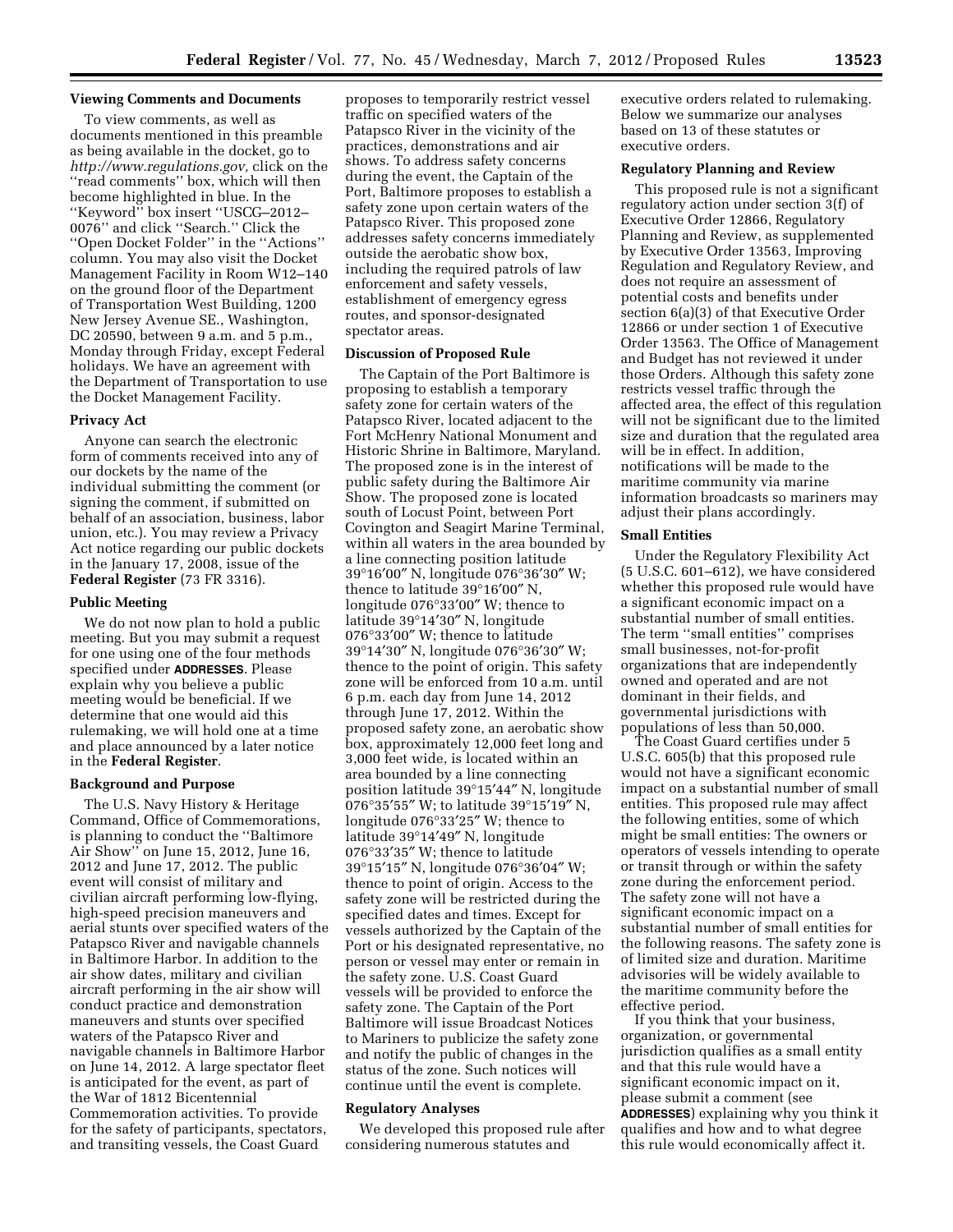### Viewing Comments and Documents

To view comments, as well as documents mentioned in this preamble as being available in the docket, go to *http://www.regulations.gov,* click on the ''read comments'' box, which will then become highlighted in blue. In the ''Keyword'' box insert ''USCG–2012–0076'' and click ''Search.'' Click the ''Open Docket Folder'' in the ''Actions'' column. You may also visit the Docket Management Facility in Room W12–140 on the ground floor of the Department of Transportation West Building, 1200 New Jersey Avenue SE., Washington, DC 20590, between 9 a.m. and 5 p.m., Monday through Friday, except Federal holidays. We have an agreement with the Department of Transportation to use the Docket Management Facility.

### Privacy Act

Anyone can search the electronic form of comments received into any of our dockets by the name of the individual submitting the comment (or signing the comment, if submitted on behalf of an association, business, labor union, etc.). You may review a Privacy Act notice regarding our public dockets in the January 17, 2008, issue of the **Federal Register** (73 FR 3316).

### Public Meeting

We do not now plan to hold a public meeting. But you may submit a request for one using one of the four methods specified under **ADDRESSES**. Please explain why you believe a public meeting would be beneficial. If we determine that one would aid this rulemaking, we will hold one at a time and place announced by a later notice in the **Federal Register**.

### Background and Purpose

The U.S. Navy History & Heritage Command, Office of Commemorations, is planning to conduct the ''Baltimore Air Show'' on June 15, 2012, June 16, 2012 and June 17, 2012. The public event will consist of military and civilian aircraft performing low-flying, high-speed precision maneuvers and aerial stunts over specified waters of the Patapsco River and navigable channels in Baltimore Harbor. In addition to the air show dates, military and civilian aircraft performing in the air show will conduct practice and demonstration maneuvers and stunts over specified waters of the Patapsco River and navigable channels in Baltimore Harbor on June 14, 2012. A large spectator fleet is anticipated for the event, as part of the War of 1812 Bicentennial Commemoration activities. To provide for the safety of participants, spectators, and transiting vessels, the Coast Guard proposes to temporarily restrict vessel traffic on specified waters of the Patapsco River in the vicinity of the practices, demonstrations and air shows. To address safety concerns during the event, the Captain of the Port, Baltimore proposes to establish a safety zone upon certain waters of the Patapsco River. This proposed zone addresses safety concerns immediately outside the aerobatic show box, including the required patrols of law enforcement and safety vessels, establishment of emergency egress routes, and sponsor-designated spectator areas.

### Discussion of Proposed Rule

The Captain of the Port Baltimore is proposing to establish a temporary safety zone for certain waters of the Patapsco River, located adjacent to the Fort McHenry National Monument and Historic Shrine in Baltimore, Maryland. The proposed zone is in the interest of public safety during the Baltimore Air Show. The proposed zone is located south of Locust Point, between Port Covington and Seagirt Marine Terminal, within all waters in the area bounded by a line connecting position latitude 39°16′00″ N, longitude 076°36′30″ W; thence to latitude 39°16′00″ N, longitude 076°33′00″ W; thence to latitude 39°14′30″ N, longitude 076°33′00″ W; thence to latitude 39°14′30″ N, longitude 076°36′30″ W; thence to the point of origin. This safety zone will be enforced from 10 a.m. until 6 p.m. each day from June 14, 2012 through June 17, 2012. Within the proposed safety zone, an aerobatic show box, approximately 12,000 feet long and 3,000 feet wide, is located within an area bounded by a line connecting position latitude 39°15′44″ N, longitude 076°35′55″ W; to latitude 39°15′19″ N, longitude 076°33′25″ W; thence to latitude 39°14′49″ N, longitude 076°33′35″ W; thence to latitude 39°15′15″ N, longitude 076°36′04″ W; thence to point of origin. Access to the safety zone will be restricted during the specified dates and times. Except for vessels authorized by the Captain of the Port or his designated representative, no person or vessel may enter or remain in the safety zone. U.S. Coast Guard vessels will be provided to enforce the safety zone. The Captain of the Port Baltimore will issue Broadcast Notices to Mariners to publicize the safety zone and notify the public of changes in the status of the zone. Such notices will continue until the event is complete.

### Regulatory Analyses

We developed this proposed rule after considering numerous statutes and executive orders related to rulemaking. Below we summarize our analyses based on 13 of these statutes or executive orders.

### Regulatory Planning and Review

This proposed rule is not a significant regulatory action under section 3(f) of Executive Order 12866, Regulatory Planning and Review, as supplemented by Executive Order 13563, Improving Regulation and Regulatory Review, and does not require an assessment of potential costs and benefits under section 6(a)(3) of that Executive Order 12866 or under section 1 of Executive Order 13563. The Office of Management and Budget has not reviewed it under those Orders. Although this safety zone restricts vessel traffic through the affected area, the effect of this regulation will not be significant due to the limited size and duration that the regulated area will be in effect. In addition, notifications will be made to the maritime community via marine information broadcasts so mariners may adjust their plans accordingly.

### Small Entities

Under the Regulatory Flexibility Act (5 U.S.C. 601–612), we have considered whether this proposed rule would have a significant economic impact on a substantial number of small entities. The term ''small entities'' comprises small businesses, not-for-profit organizations that are independently owned and operated and are not dominant in their fields, and governmental jurisdictions with populations of less than 50,000.

The Coast Guard certifies under 5 U.S.C. 605(b) that this proposed rule would not have a significant economic impact on a substantial number of small entities. This proposed rule may affect the following entities, some of which might be small entities: The owners or operators of vessels intending to operate or transit through or within the safety zone during the enforcement period. The safety zone will not have a significant economic impact on a substantial number of small entities for the following reasons. The safety zone is of limited size and duration. Maritime advisories will be widely available to the maritime community before the effective period.

If you think that your business, organization, or governmental jurisdiction qualifies as a small entity and that this rule would have a significant economic impact on it, please submit a comment (see **ADDRESSES**) explaining why you think it qualifies and how and to what degree this rule would economically affect it.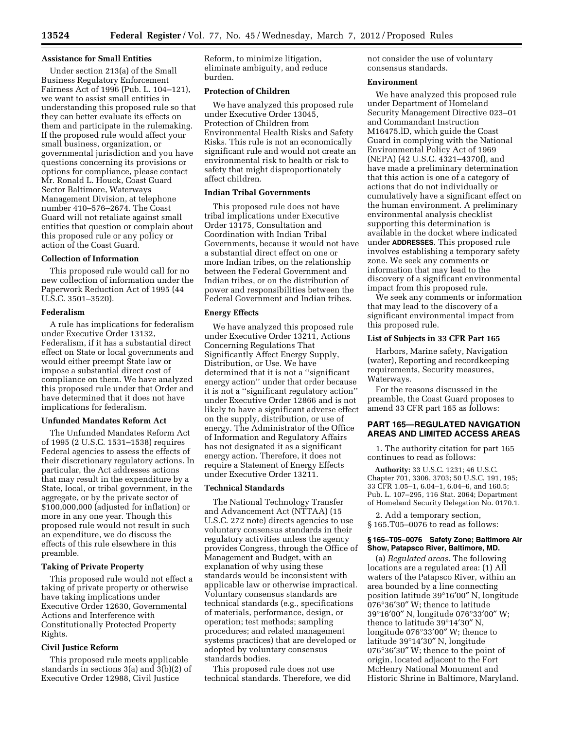### Assistance for Small Entities

Under section 213(a) of the Small Business Regulatory Enforcement Fairness Act of 1996 (Pub. L. 104–121), we want to assist small entities in understanding this proposed rule so that they can better evaluate its effects on them and participate in the rulemaking. If the proposed rule would affect your small business, organization, or governmental jurisdiction and you have questions concerning its provisions or options for compliance, please contact Mr. Ronald L. Houck, Coast Guard Sector Baltimore, Waterways Management Division, at telephone number 410–576–2674. The Coast Guard will not retaliate against small entities that question or complain about this proposed rule or any policy or action of the Coast Guard.

### Collection of Information

This proposed rule would call for no new collection of information under the Paperwork Reduction Act of 1995 (44 U.S.C. 3501–3520).

### Federalism

A rule has implications for federalism under Executive Order 13132, Federalism, if it has a substantial direct effect on State or local governments and would either preempt State law or impose a substantial direct cost of compliance on them. We have analyzed this proposed rule under that Order and have determined that it does not have implications for federalism.

### Unfunded Mandates Reform Act

The Unfunded Mandates Reform Act of 1995 (2 U.S.C. 1531–1538) requires Federal agencies to assess the effects of their discretionary regulatory actions. In particular, the Act addresses actions that may result in the expenditure by a State, local, or tribal government, in the aggregate, or by the private sector of $100,000,000 (adjusted for inflation) or more in any one year. Though this proposed rule would not result in such an expenditure, we do discuss the effects of this rule elsewhere in this preamble.

### Taking of Private Property

This proposed rule would not effect a taking of private property or otherwise have taking implications under Executive Order 12630, Governmental Actions and Interference with Constitutionally Protected Property Rights.

### Civil Justice Reform

This proposed rule meets applicable standards in sections 3(a) and 3(b)(2) of Executive Order 12988, Civil Justice Reform, to minimize litigation, eliminate ambiguity, and reduce burden.

### Protection of Children

We have analyzed this proposed rule under Executive Order 13045, Protection of Children from Environmental Health Risks and Safety Risks. This rule is not an economically significant rule and would not create an environmental risk to health or risk to safety that might disproportionately affect children.

### Indian Tribal Governments

This proposed rule does not have tribal implications under Executive Order 13175, Consultation and Coordination with Indian Tribal Governments, because it would not have a substantial direct effect on one or more Indian tribes, on the relationship between the Federal Government and Indian tribes, or on the distribution of power and responsibilities between the Federal Government and Indian tribes.

### Energy Effects

We have analyzed this proposed rule under Executive Order 13211, Actions Concerning Regulations That Significantly Affect Energy Supply, Distribution, or Use. We have determined that it is not a ''significant energy action'' under that order because it is not a ''significant regulatory action'' under Executive Order 12866 and is not likely to have a significant adverse effect on the supply, distribution, or use of energy. The Administrator of the Office of Information and Regulatory Affairs has not designated it as a significant energy action. Therefore, it does not require a Statement of Energy Effects under Executive Order 13211.

### Technical Standards

The National Technology Transfer and Advancement Act (NTTAA) (15 U.S.C. 272 note) directs agencies to use voluntary consensus standards in their regulatory activities unless the agency provides Congress, through the Office of Management and Budget, with an explanation of why using these standards would be inconsistent with applicable law or otherwise impractical. Voluntary consensus standards are technical standards (e.g., specifications of materials, performance, design, or operation; test methods; sampling procedures; and related management systems practices) that are developed or adopted by voluntary consensus standards bodies.

This proposed rule does not use technical standards. Therefore, we did not consider the use of voluntary consensus standards.

### Environment

We have analyzed this proposed rule under Department of Homeland Security Management Directive 023–01 and Commandant Instruction M16475.lD, which guide the Coast Guard in complying with the National Environmental Policy Act of 1969 (NEPA) (42 U.S.C. 4321–4370f), and have made a preliminary determination that this action is one of a category of actions that do not individually or cumulatively have a significant effect on the human environment. A preliminary environmental analysis checklist supporting this determination is available in the docket where indicated under **ADDRESSES**. This proposed rule involves establishing a temporary safety zone. We seek any comments or information that may lead to the discovery of a significant environmental impact from this proposed rule.

We seek any comments or information that may lead to the discovery of a significant environmental impact from this proposed rule.

### List of Subjects in 33 CFR Part 165

Harbors, Marine safety, Navigation (water), Reporting and recordkeeping requirements, Security measures, Waterways.

For the reasons discussed in the preamble, the Coast Guard proposes to amend 33 CFR part 165 as follows:

## PART 165—REGULATED NAVIGATION AREAS AND LIMITED ACCESS AREAS

1. The authority citation for part 165 continues to read as follows:

**Authority:** 33 U.S.C. 1231; 46 U.S.C. Chapter 701, 3306, 3703; 50 U.S.C. 191, 195; 33 CFR 1.05–1, 6.04–1, 6.04–6, and 160.5; Pub. L. 107–295, 116 Stat. 2064; Department of Homeland Security Delegation No. 0170.1.

2. Add a temporary section, § 165.T05–0076 to read as follows:

#### § 165–T05–0076 Safety Zone; Baltimore Air Show, Patapsco River, Baltimore, MD.

(a) *Regulated areas.* The following locations are a regulated area: (1) All waters of the Patapsco River, within an area bounded by a line connecting position latitude 39°16′00″ N, longitude 076°36′30″ W; thence to latitude 39°16′00″ N, longitude 076°33′00″ W; thence to latitude 39°14′30″ N, longitude 076°33′00″ W; thence to latitude 39°14′30″ N, longitude 076°36′30″ W; thence to the point of origin, located adjacent to the Fort McHenry National Monument and Historic Shrine in Baltimore, Maryland.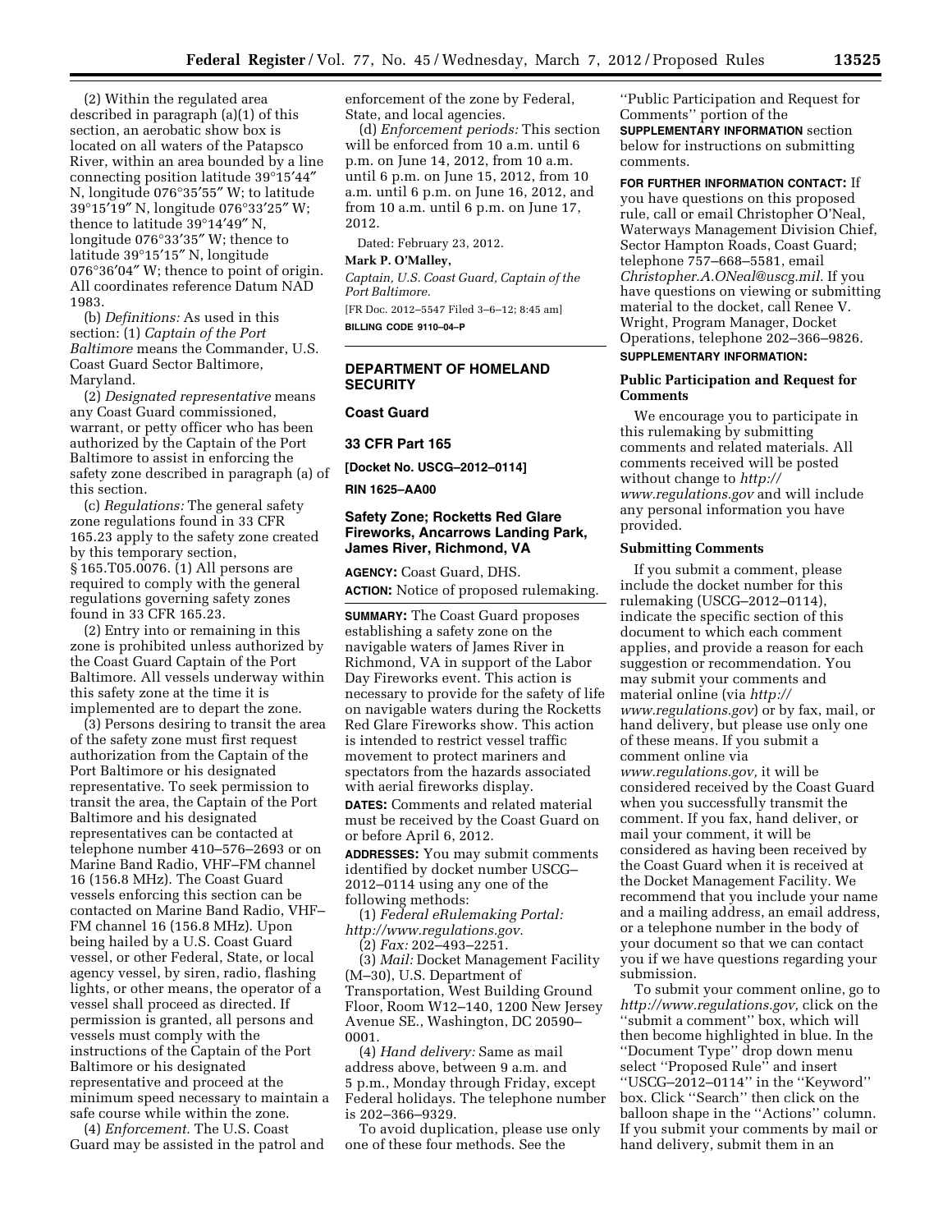(2) Within the regulated area described in paragraph (a)(1) of this section, an aerobatic show box is located on all waters of the Patapsco River, within an area bounded by a line connecting position latitude 39°15′44″ N, longitude 076°35′55″ W; to latitude 39°15′19″ N, longitude 076°33′25″ W; thence to latitude 39°14′49″ N, longitude 076°33′35″ W; thence to latitude 39°15′15″ N, longitude 076°36′04″ W; thence to point of origin. All coordinates reference Datum NAD 1983.

(b) *Definitions:* As used in this section: (1) *Captain of the Port Baltimore* means the Commander, U.S. Coast Guard Sector Baltimore, Maryland.

(2) *Designated representative* means any Coast Guard commissioned, warrant, or petty officer who has been authorized by the Captain of the Port Baltimore to assist in enforcing the safety zone described in paragraph (a) of this section.

(c) *Regulations:* The general safety zone regulations found in 33 CFR 165.23 apply to the safety zone created by this temporary section, § 165.T05.0076. (1) All persons are required to comply with the general regulations governing safety zones found in 33 CFR 165.23.

(2) Entry into or remaining in this zone is prohibited unless authorized by the Coast Guard Captain of the Port Baltimore. All vessels underway within this safety zone at the time it is implemented are to depart the zone.

(3) Persons desiring to transit the area of the safety zone must first request authorization from the Captain of the Port Baltimore or his designated representative. To seek permission to transit the area, the Captain of the Port Baltimore and his designated representatives can be contacted at telephone number 410–576–2693 or on Marine Band Radio, VHF–FM channel 16 (156.8 MHz). The Coast Guard vessels enforcing this section can be contacted on Marine Band Radio, VHF–FM channel 16 (156.8 MHz). Upon being hailed by a U.S. Coast Guard vessel, or other Federal, State, or local agency vessel, by siren, radio, flashing lights, or other means, the operator of a vessel shall proceed as directed. If permission is granted, all persons and vessels must comply with the instructions of the Captain of the Port Baltimore or his designated representative and proceed at the minimum speed necessary to maintain a safe course while within the zone.

(4) *Enforcement.* The U.S. Coast Guard may be assisted in the patrol and enforcement of the zone by Federal, State, and local agencies.

(d) *Enforcement periods:* This section will be enforced from 10 a.m. until 6 p.m. on June 14, 2012, from 10 a.m. until 6 p.m. on June 15, 2012, from 10 a.m. until 6 p.m. on June 16, 2012, and from 10 a.m. until 6 p.m. on June 17, 2012.

Dated: February 23, 2012.

**Mark P. O'Malley,**

*Captain, U.S. Coast Guard, Captain of the Port Baltimore.*

[FR Doc. 2012–5547 Filed 3–6–12; 8:45 am]

**BILLING CODE 9110–04–P**

---

## DEPARTMENT OF HOMELAND SECURITY

### Coast Guard

### 33 CFR Part 165

**[Docket No. USCG–2012–0114]**

**RIN 1625–AA00**

### Safety Zone; Rocketts Red Glare Fireworks, Ancarrows Landing Park, James River, Richmond, VA

**AGENCY:** Coast Guard, DHS.

**ACTION:** Notice of proposed rulemaking.

**SUMMARY:** The Coast Guard proposes establishing a safety zone on the navigable waters of James River in Richmond, VA in support of the Labor Day Fireworks event. This action is necessary to provide for the safety of life on navigable waters during the Rocketts Red Glare Fireworks show. This action is intended to restrict vessel traffic movement to protect mariners and spectators from the hazards associated with aerial fireworks display.

**DATES:** Comments and related material must be received by the Coast Guard on or before April 6, 2012.

**ADDRESSES:** You may submit comments identified by docket number USCG–2012–0114 using any one of the following methods:

(1) *Federal eRulemaking Portal: http://www.regulations.gov.*

(2) *Fax:* 202–493–2251.

(3) *Mail:* Docket Management Facility (M–30), U.S. Department of Transportation, West Building Ground Floor, Room W12–140, 1200 New Jersey Avenue SE., Washington, DC 20590–0001.

(4) *Hand delivery:* Same as mail address above, between 9 a.m. and 5 p.m., Monday through Friday, except Federal holidays. The telephone number is 202–366–9329.

To avoid duplication, please use only one of these four methods. See the ''Public Participation and Request for Comments'' portion of the **SUPPLEMENTARY INFORMATION** section below for instructions on submitting comments.

**FOR FURTHER INFORMATION CONTACT:** If you have questions on this proposed rule, call or email Christopher O'Neal, Waterways Management Division Chief, Sector Hampton Roads, Coast Guard; telephone 757–668–5581, email *Christopher.A.ONeal@uscg.mil.* If you have questions on viewing or submitting material to the docket, call Renee V. Wright, Program Manager, Docket Operations, telephone 202–366–9826.

**SUPPLEMENTARY INFORMATION:**

#### Public Participation and Request for Comments

We encourage you to participate in this rulemaking by submitting comments and related materials. All comments received will be posted without change to *http://www.regulations.gov* and will include any personal information you have provided.

#### Submitting Comments

If you submit a comment, please include the docket number for this rulemaking (USCG–2012–0114), indicate the specific section of this document to which each comment applies, and provide a reason for each suggestion or recommendation. You may submit your comments and material online (via *http://www.regulations.gov*) or by fax, mail, or hand delivery, but please use only one of these means. If you submit a comment online via *www.regulations.gov,* it will be considered received by the Coast Guard when you successfully transmit the comment. If you fax, hand deliver, or mail your comment, it will be considered as having been received by the Coast Guard when it is received at the Docket Management Facility. We recommend that you include your name and a mailing address, an email address, or a telephone number in the body of your document so that we can contact you if we have questions regarding your submission.

To submit your comment online, go to *http://www.regulations.gov,* click on the ''submit a comment'' box, which will then become highlighted in blue. In the ''Document Type'' drop down menu select ''Proposed Rule'' and insert ''USCG–2012–0114'' in the ''Keyword'' box. Click ''Search'' then click on the balloon shape in the ''Actions'' column. If you submit your comments by mail or hand delivery, submit them in an